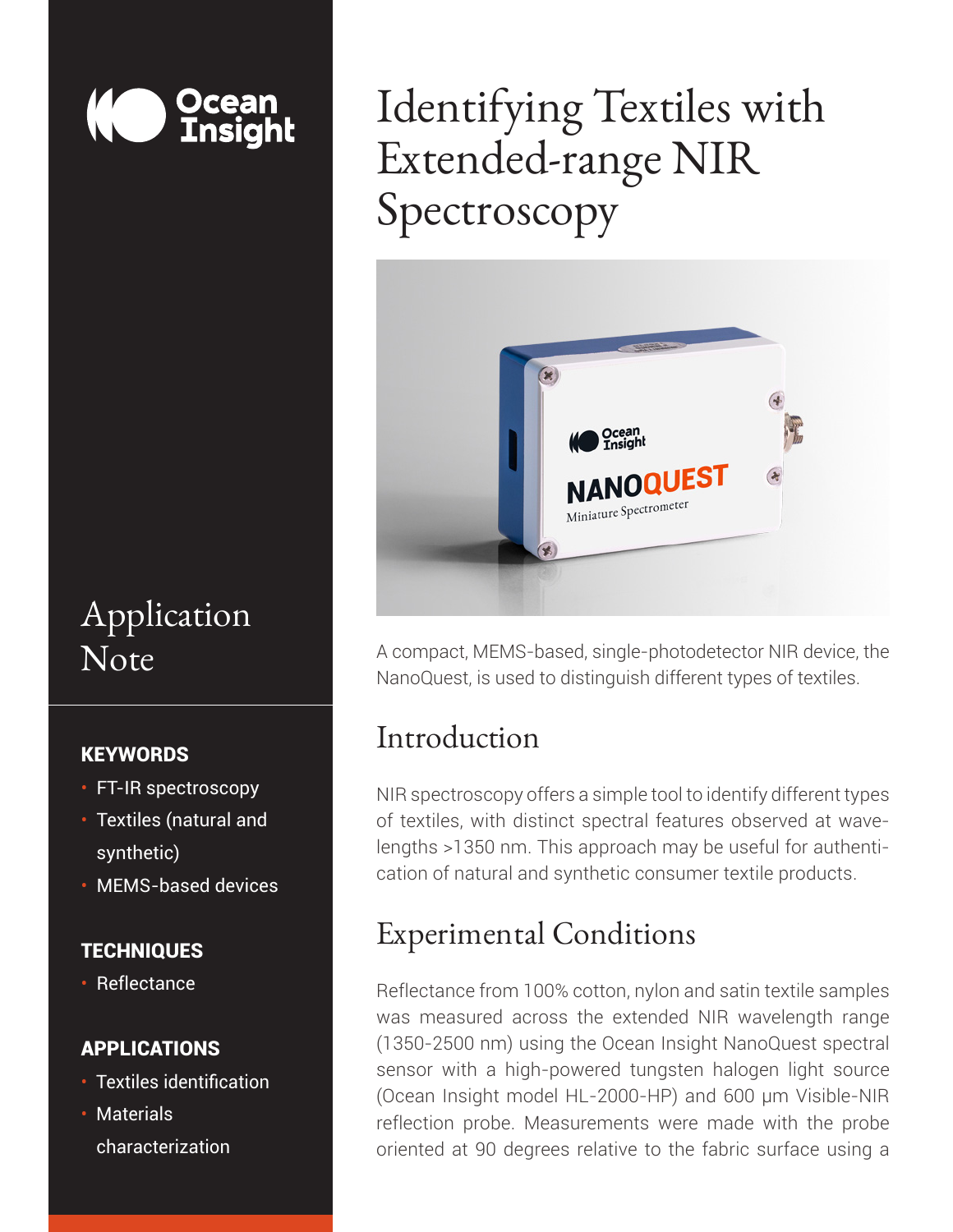# Identifying Textiles with Extended-range NIR Spectroscopy

A compact, MEMS-based, single-photodetector NIR device, the NanoQuest, is used to distinguish different types of textiles.

Application Note

**KEYWORDS**

- FT-IR spectroscopy
- Textiles (natural and synthetic)
- MEMS-based devices

**TECHNIQUES**

- Reflectance

**APPLICATIONS**

- Textiles identification
- Materials characterization

## Introduction

NIR spectroscopy offers a simple tool to identify different types of textiles, with distinct spectral features observed at wavelengths >1350 nm. This approach may be useful for authentication of natural and synthetic consumer textile products.

## Experimental Conditions

Reflectance from 100% cotton, nylon and satin textile samples was measured across the extended NIR wavelength range (1350-2500 nm) using the Ocean Insight NanoQuest spectral sensor with a high-powered tungsten halogen light source (Ocean Insight model HL-2000-HP) and 600 µm Visible-NIR reflection probe. Measurements were made with the probe oriented at 90 degrees relative to the fabric surface using a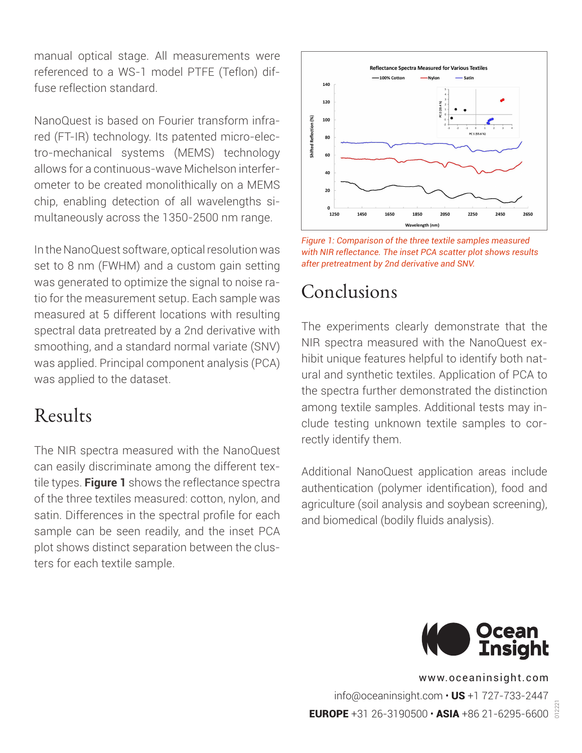manual optical stage. All measurements were referenced to a WS-1 model PTFE (Teflon) diffuse reflection standard.

NanoQuest is based on Fourier transform infrared (FT-IR) technology. Its patented micro-electro-mechanical systems (MEMS) technology allows for a continuous-wave Michelson interferometer to be created monolithically on a MEMS chip, enabling detection of all wavelengths simultaneously across the 1350-2500 nm range.

In the NanoQuest software, optical resolution was set to 8 nm (FWHM) and a custom gain setting was generated to optimize the signal to noise ratio for the measurement setup. Each sample was measured at 5 different locations with resulting spectral data pretreated by a 2nd derivative with smoothing, and a standard normal variate (SNV) was applied. Principal component analysis (PCA) was applied to the dataset.

# Results

The NIR spectra measured with the NanoQuest can easily discriminate among the different textile types. **Figure 1** shows the reflectance spectra of the three textiles measured: cotton, nylon, and satin. Differences in the spectral profile for each sample can be seen readily, and the inset PCA plot shows distinct separation between the clusters for each textile sample.

Reflectance Spectra Measured for Various Textiles

100% Cotton
Nylon
Satin

Shifted Reflection (%)

0
20
40
60
80
100
120
140

Wavelength (nm)

1250
1450
1650
1850
2050
2250
2450
2650

PC 1 (55.6 %)

PC 2 (33.4 %)

*Figure 1: Comparison of the three textile samples measured with NIR reflectance. The inset PCA scatter plot shows results after pretreatment by 2nd derivative and SNV.*

# Conclusions

The experiments clearly demonstrate that the NIR spectra measured with the NanoQuest exhibit unique features helpful to identify both natural and synthetic textiles. Application of PCA to the spectra further demonstrated the distinction among textile samples. Additional tests may include testing unknown textile samples to correctly identify them.

Additional NanoQuest application areas include authentication (polymer identification), food and agriculture (soil analysis and soybean screening), and biomedical (bodily fluids analysis).

Ocean Insight

www.oceaninsight.com

info@oceaninsight.com • **US** +1 727-733-2447

**EUROPE** +31 26-3190500 • **ASIA** +86 21-6295-6600

012221